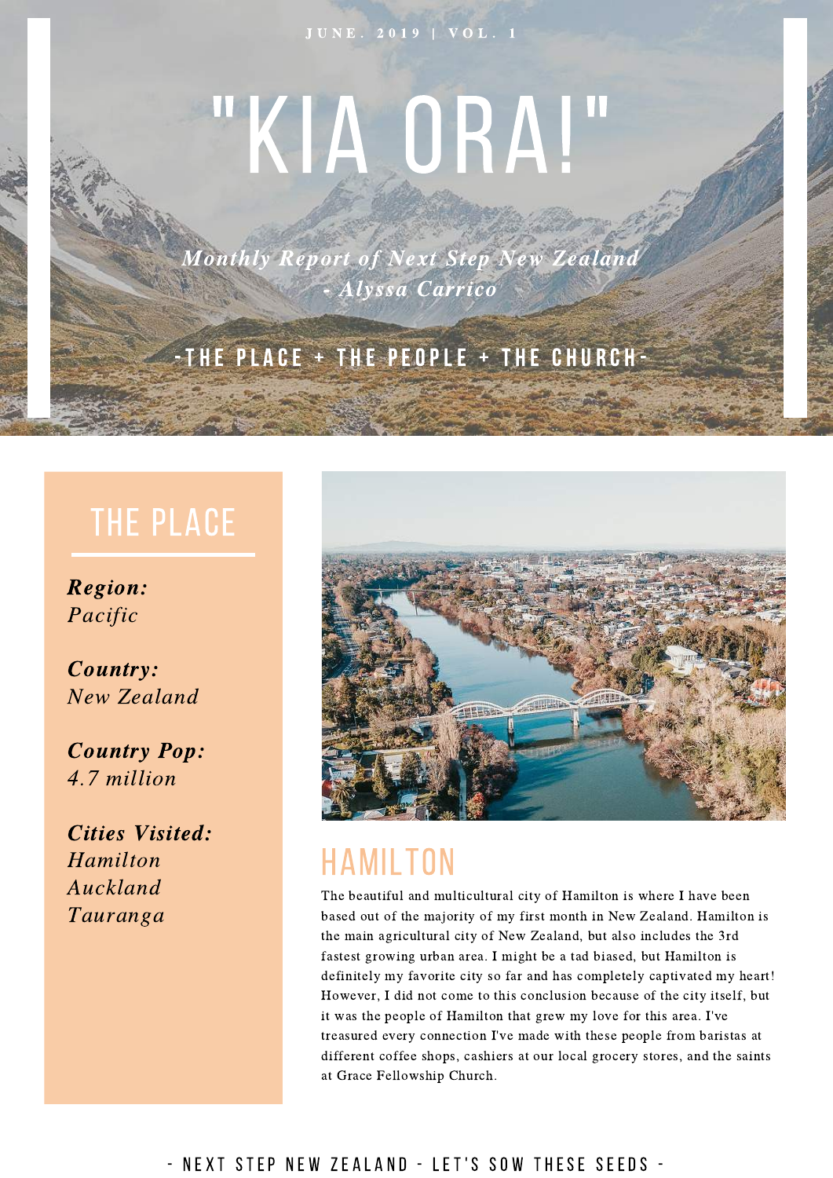JUNE. 2019 | VOL. 1

# "KIA ORA!"

*Monthly Report of Next Step New Zealand*
*- Alyssa Carrico*

-THE PLACE + THE PEOPLE + THE CHURCH-

## THE PLACE

***Region:***
*Pacific*

***Country:***
*New Zealand*

***Country Pop:***
*4.7 million*

***Cities Visited:***
*Hamilton*
*Auckland*
*Tauranga*

## HAMILTON

The beautiful and multicultural city of Hamilton is where I have been based out of the majority of my first month in New Zealand. Hamilton is the main agricultural city of New Zealand, but also includes the 3rd fastest growing urban area. I might be a tad biased, but Hamilton is definitely my favorite city so far and has completely captivated my heart! However, I did not come to this conclusion because of the city itself, but it was the people of Hamilton that grew my love for this area. I've treasured every connection I've made with these people from baristas at different coffee shops, cashiers at our local grocery stores, and the saints at Grace Fellowship Church.

- NEXT STEP NEW ZEALAND - LET'S SOW THESE SEEDS -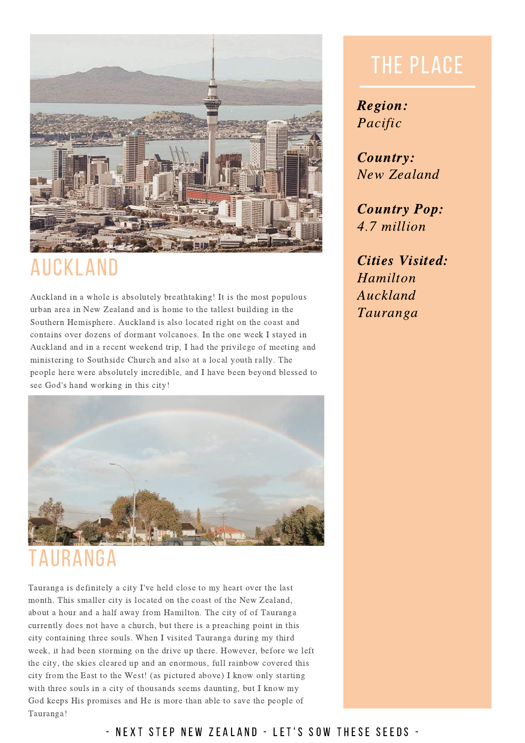## AUCKLAND

Auckland in a whole is absolutely breathtaking! It is the most populous urban area in New Zealand and is home to the tallest building in the Southern Hemisphere. Auckland is also located right on the coast and contains over dozens of dormant volcanoes. In the one week I stayed in Auckland and in a recent weekend trip, I had the privilege of meeting and ministering to Southside Church and also at a local youth rally. The people here were absolutely incredible, and I have been beyond blessed to see God's hand working in this city!

## TAURANGA

Tauranga is definitely a city I've held close to my heart over the last month. This smaller city is located on the coast of the New Zealand, about a hour and a half away from Hamilton. The city of of Tauranga currently does not have a church, but there is a preaching point in this city containing three souls. When I visited Tauranga during my third week, it had been storming on the drive up there. However, before we left the city, the skies cleared up and an enormous, full rainbow covered this city from the East to the West! (as pictured above) I know only starting with three souls in a city of thousands seems daunting, but I know my God keeps His promises and He is more than able to save the people of Tauranga!

## THE PLACE

***Region:***
*Pacific*

***Country:***
*New Zealand*

***Country Pop:***
*4.7 million*

***Cities Visited:***
*Hamilton*
*Auckland*
*Tauranga*

- NEXT STEP NEW ZEALAND - LET'S SOW THESE SEEDS -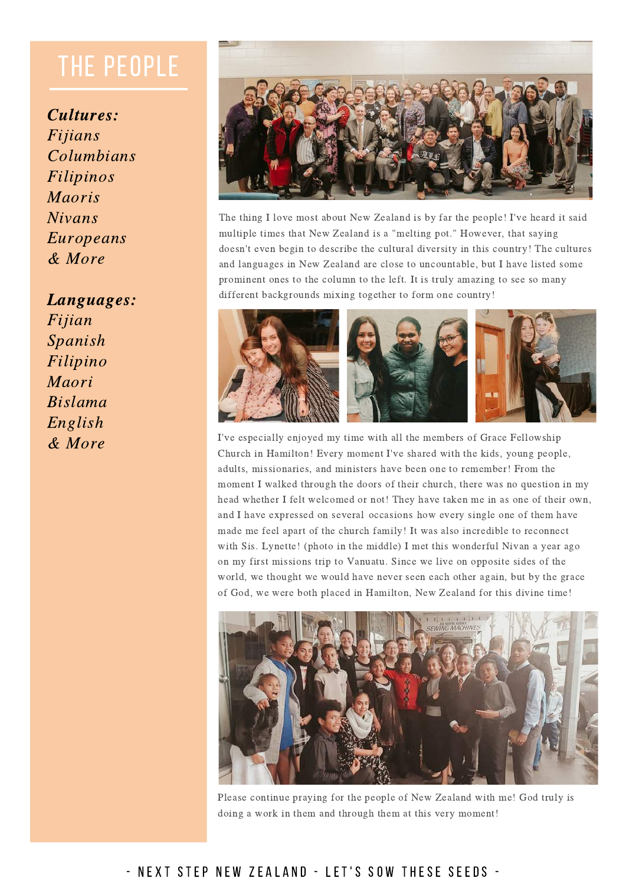# THE PEOPLE

***Cultures:***
*Fijians*
*Columbians*
*Filipinos*
*Maoris*
*Nivans*
*Europeans*
*& More*

***Languages:***
*Fijian*
*Spanish*
*Filipino*
*Maori*
*Bislama*
*English*
*& More*

The thing I love most about New Zealand is by far the people! I've heard it said multiple times that New Zealand is a "melting pot." However, that saying doesn't even begin to describe the cultural diversity in this country! The cultures and languages in New Zealand are close to uncountable, but I have listed some prominent ones to the column to the left. It is truly amazing to see so many different backgrounds mixing together to form one country!

I've especially enjoyed my time with all the members of Grace Fellowship Church in Hamilton! Every moment I've shared with the kids, young people, adults, missionaries, and ministers have been one to remember! From the moment I walked through the doors of their church, there was no question in my head whether I felt welcomed or not! They have taken me in as one of their own, and I have expressed on several occasions how every single one of them have made me feel apart of the church family! It was also incredible to reconnect with Sis. Lynette! (photo in the middle) I met this wonderful Nivan a year ago on my first missions trip to Vanuatu. Since we live on opposite sides of the world, we thought we would have never seen each other again, but by the grace of God, we were both placed in Hamilton, New Zealand for this divine time!

Please continue praying for the people of New Zealand with me! God truly is doing a work in them and through them at this very moment!

- NEXT STEP NEW ZEALAND - LET'S SOW THESE SEEDS -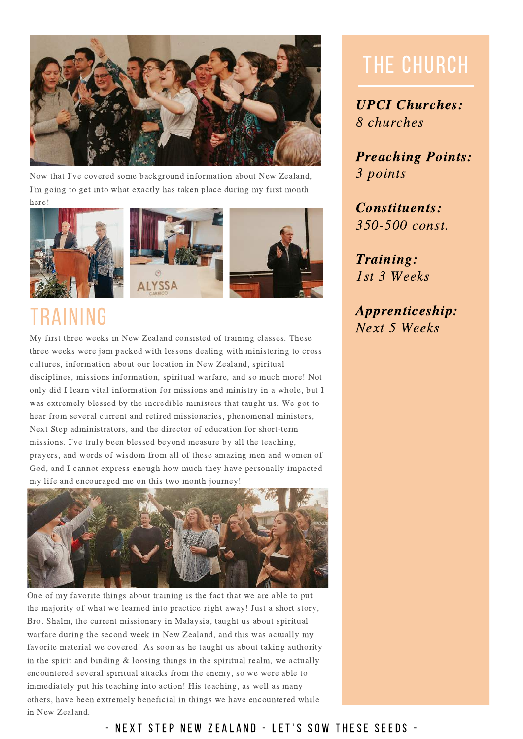Now that I've covered some background information about New Zealand, I'm going to get into what exactly has taken place during my first month here!

# TRAINING

My first three weeks in New Zealand consisted of training classes. These three weeks were jam packed with lessons dealing with ministering to cross cultures, information about our location in New Zealand, spiritual disciplines, missions information, spiritual warfare, and so much more! Not only did I learn vital information for missions and ministry in a whole, but I was extremely blessed by the incredible ministers that taught us. We got to hear from several current and retired missionaries, phenomenal ministers, Next Step administrators, and the director of education for short-term missions. I've truly been blessed beyond measure by all the teaching, prayers, and words of wisdom from all of these amazing men and women of God, and I cannot express enough how much they have personally impacted my life and encouraged me on this two month journey!

One of my favorite things about training is the fact that we are able to put the majority of what we learned into practice right away! Just a short story, Bro. Shalm, the current missionary in Malaysia, taught us about spiritual warfare during the second week in New Zealand, and this was actually my favorite material we covered! As soon as he taught us about taking authority in the spirit and binding & loosing things in the spiritual realm, we actually encountered several spiritual attacks from the enemy, so we were able to immediately put his teaching into action! His teaching, as well as many others, have been extremely beneficial in things we have encountered while in New Zealand.

## THE CHURCH

***UPCI Churches:***
*8 churches*

***Preaching Points:***
*3 points*

***Constituents:***
*350-500 const.*

***Training:***
*1st 3 Weeks*

***Apprenticeship:***
*Next 5 Weeks*

- NEXT STEP NEW ZEALAND - LET'S SOW THESE SEEDS -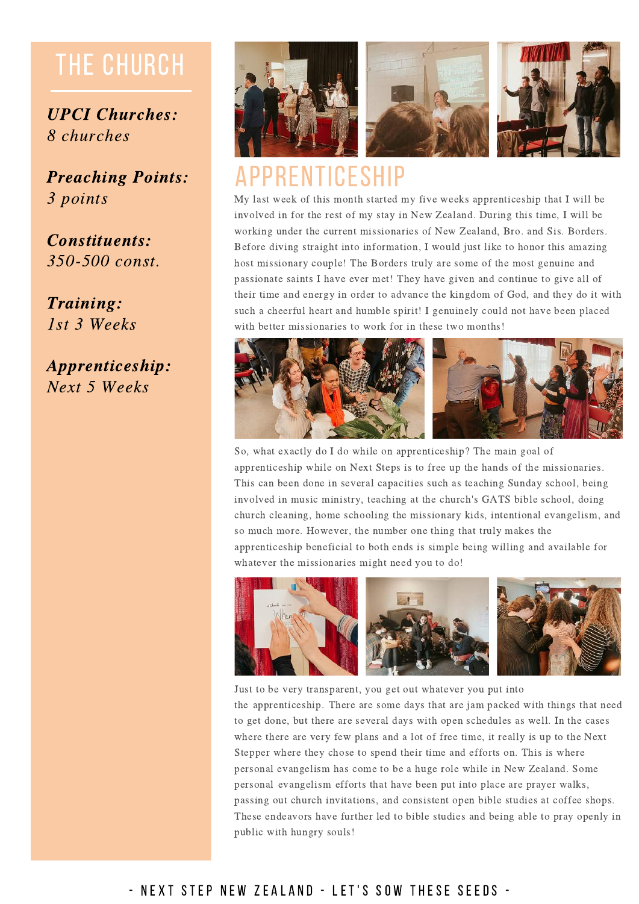# THE CHURCH

***UPCI Churches:***
*8 churches*

***Preaching Points:***
*3 points*

***Constituents:***
*350-500 const.*

***Training:***
*1st 3 Weeks*

***Apprenticeship:***
*Next 5 Weeks*

# APPRENTICESHIP

My last week of this month started my five weeks apprenticeship that I will be involved in for the rest of my stay in New Zealand. During this time, I will be working under the current missionaries of New Zealand, Bro. and Sis. Borders. Before diving straight into information, I would just like to honor this amazing host missionary couple! The Borders truly are some of the most genuine and passionate saints I have ever met! They have given and continue to give all of their time and energy in order to advance the kingdom of God, and they do it with such a cheerful heart and humble spirit! I genuinely could not have been placed with better missionaries to work for in these two months!

So, what exactly do I do while on apprenticeship? The main goal of apprenticeship while on Next Steps is to free up the hands of the missionaries. This can been done in several capacities such as teaching Sunday school, being involved in music ministry, teaching at the church's GATS bible school, doing church cleaning, home schooling the missionary kids, intentional evangelism, and so much more. However, the number one thing that truly makes the apprenticeship beneficial to both ends is simple being willing and available for whatever the missionaries might need you to do!

Just to be very transparent, you get out whatever you put into the apprenticeship. There are some days that are jam packed with things that need to get done, but there are several days with open schedules as well. In the cases where there are very few plans and a lot of free time, it really is up to the Next Stepper where they chose to spend their time and efforts on. This is where personal evangelism has come to be a huge role while in New Zealand. Some personal evangelism efforts that have been put into place are prayer walks, passing out church invitations, and consistent open bible studies at coffee shops. These endeavors have further led to bible studies and being able to pray openly in public with hungry souls!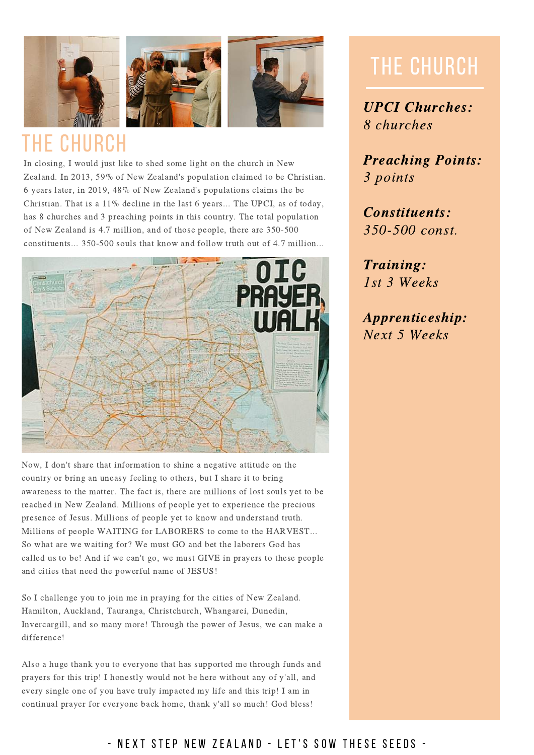# THE CHURCH

In closing, I would just like to shed some light on the church in New Zealand. In 2013, 59% of New Zealand's population claimed to be Christian. 6 years later, in 2019, 48% of New Zealand's populations claims the be Christian. That is a 11% decline in the last 6 years... The UPCI, as of today, has 8 churches and 3 preaching points in this country. The total population of New Zealand is 4.7 million, and of those people, there are 350-500 constituents... 350-500 souls that know and follow truth out of 4.7 million...

Now, I don't share that information to shine a negative attitude on the country or bring an uneasy feeling to others, but I share it to bring awareness to the matter. The fact is, there are millions of lost souls yet to be reached in New Zealand. Millions of people yet to experience the precious presence of Jesus. Millions of people yet to know and understand truth. Millions of people WAITING for LABORERS to come to the HARVEST... So what are we waiting for? We must GO and bet the laborers God has called us to be! And if we can't go, we must GIVE in prayers to these people and cities that need the powerful name of JESUS!

So I challenge you to join me in praying for the cities of New Zealand. Hamilton, Auckland, Tauranga, Christchurch, Whangarei, Dunedin, Invercargill, and so many more! Through the power of Jesus, we can make a difference!

Also a huge thank you to everyone that has supported me through funds and prayers for this trip! I honestly would not be here without any of y'all, and every single one of you have truly impacted my life and this trip! I am in continual prayer for everyone back home, thank y'all so much! God bless!

## THE CHURCH

***UPCI Churches:***
*8 churches*

***Preaching Points:***
*3 points*

***Constituents:***
*350-500 const.*

***Training:***
*1st 3 Weeks*

***Apprenticeship:***
*Next 5 Weeks*

- NEXT STEP NEW ZEALAND - LET'S SOW THESE SEEDS -